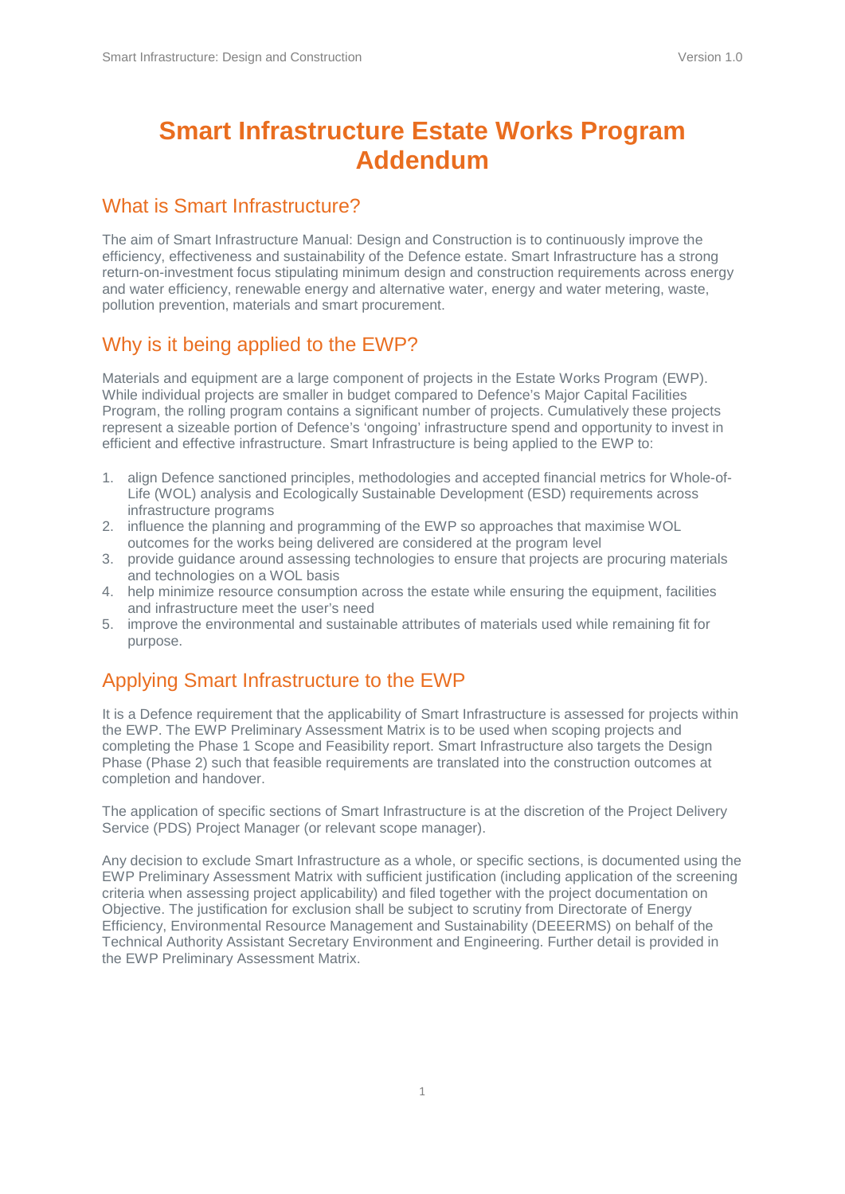# Smart Infrastructure Estate Works Program Addendum

## What is Smart Infrastructure?

The aim of Smart Infrastructure Manual: Design and Construction is to continuously improve the efficiency, effectiveness and sustainability of the Defence estate. Smart Infrastructure has a strong return-on-investment focus stipulating minimum design and construction requirements across energy and water efficiency, renewable energy and alternative water, energy and water metering, waste, pollution prevention, materials and smart procurement.

## Why is it being applied to the EWP?

Materials and equipment are a large component of projects in the Estate Works Program (EWP). While individual projects are smaller in budget compared to Defence's Major Capital Facilities Program, the rolling program contains a significant number of projects. Cumulatively these projects represent a sizeable portion of Defence's 'ongoing' infrastructure spend and opportunity to invest in efficient and effective infrastructure. Smart Infrastructure is being applied to the EWP to:

1. align Defence sanctioned principles, methodologies and accepted financial metrics for Whole-of-Life (WOL) analysis and Ecologically Sustainable Development (ESD) requirements across infrastructure programs
2. influence the planning and programming of the EWP so approaches that maximise WOL outcomes for the works being delivered are considered at the program level
3. provide guidance around assessing technologies to ensure that projects are procuring materials and technologies on a WOL basis
4. help minimize resource consumption across the estate while ensuring the equipment, facilities and infrastructure meet the user's need
5. improve the environmental and sustainable attributes of materials used while remaining fit for purpose.

## Applying Smart Infrastructure to the EWP

It is a Defence requirement that the applicability of Smart Infrastructure is assessed for projects within the EWP. The EWP Preliminary Assessment Matrix is to be used when scoping projects and completing the Phase 1 Scope and Feasibility report. Smart Infrastructure also targets the Design Phase (Phase 2) such that feasible requirements are translated into the construction outcomes at completion and handover.

The application of specific sections of Smart Infrastructure is at the discretion of the Project Delivery Service (PDS) Project Manager (or relevant scope manager).

Any decision to exclude Smart Infrastructure as a whole, or specific sections, is documented using the EWP Preliminary Assessment Matrix with sufficient justification (including application of the screening criteria when assessing project applicability) and filed together with the project documentation on Objective. The justification for exclusion shall be subject to scrutiny from Directorate of Energy Efficiency, Environmental Resource Management and Sustainability (DEEERMS) on behalf of the Technical Authority Assistant Secretary Environment and Engineering. Further detail is provided in the EWP Preliminary Assessment Matrix.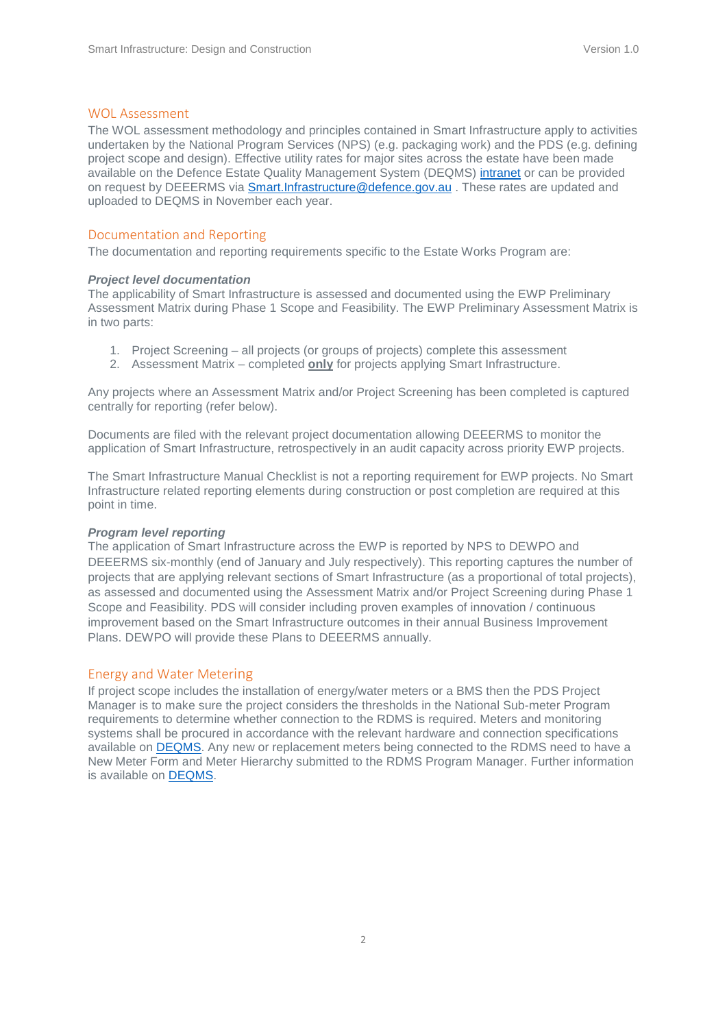## WOL Assessment

The WOL assessment methodology and principles contained in Smart Infrastructure apply to activities undertaken by the National Program Services (NPS) (e.g. packaging work) and the PDS (e.g. defining project scope and design). Effective utility rates for major sites across the estate have been made available on the Defence Estate Quality Management System (DEQMS) [intranet] or can be provided on request by DEEERMS via [Smart.Infrastructure@defence.gov.au] . These rates are updated and uploaded to DEQMS in November each year.

## Documentation and Reporting

The documentation and reporting requirements specific to the Estate Works Program are:

***Project level documentation***

The applicability of Smart Infrastructure is assessed and documented using the EWP Preliminary Assessment Matrix during Phase 1 Scope and Feasibility. The EWP Preliminary Assessment Matrix is in two parts:

1. Project Screening – all projects (or groups of projects) complete this assessment
2. Assessment Matrix – completed **only** for projects applying Smart Infrastructure.

Any projects where an Assessment Matrix and/or Project Screening has been completed is captured centrally for reporting (refer below).

Documents are filed with the relevant project documentation allowing DEEERMS to monitor the application of Smart Infrastructure, retrospectively in an audit capacity across priority EWP projects.

The Smart Infrastructure Manual Checklist is not a reporting requirement for EWP projects. No Smart Infrastructure related reporting elements during construction or post completion are required at this point in time.

***Program level reporting***

The application of Smart Infrastructure across the EWP is reported by NPS to DEWPO and DEEERMS six-monthly (end of January and July respectively). This reporting captures the number of projects that are applying relevant sections of Smart Infrastructure (as a proportional of total projects), as assessed and documented using the Assessment Matrix and/or Project Screening during Phase 1 Scope and Feasibility. PDS will consider including proven examples of innovation / continuous improvement based on the Smart Infrastructure outcomes in their annual Business Improvement Plans. DEWPO will provide these Plans to DEEERMS annually.

## Energy and Water Metering

If project scope includes the installation of energy/water meters or a BMS then the PDS Project Manager is to make sure the project considers the thresholds in the National Sub-meter Program requirements to determine whether connection to the RDMS is required. Meters and monitoring systems shall be procured in accordance with the relevant hardware and connection specifications available on [DEQMS]. Any new or replacement meters being connected to the RDMS need to have a New Meter Form and Meter Hierarchy submitted to the RDMS Program Manager. Further information is available on [DEQMS].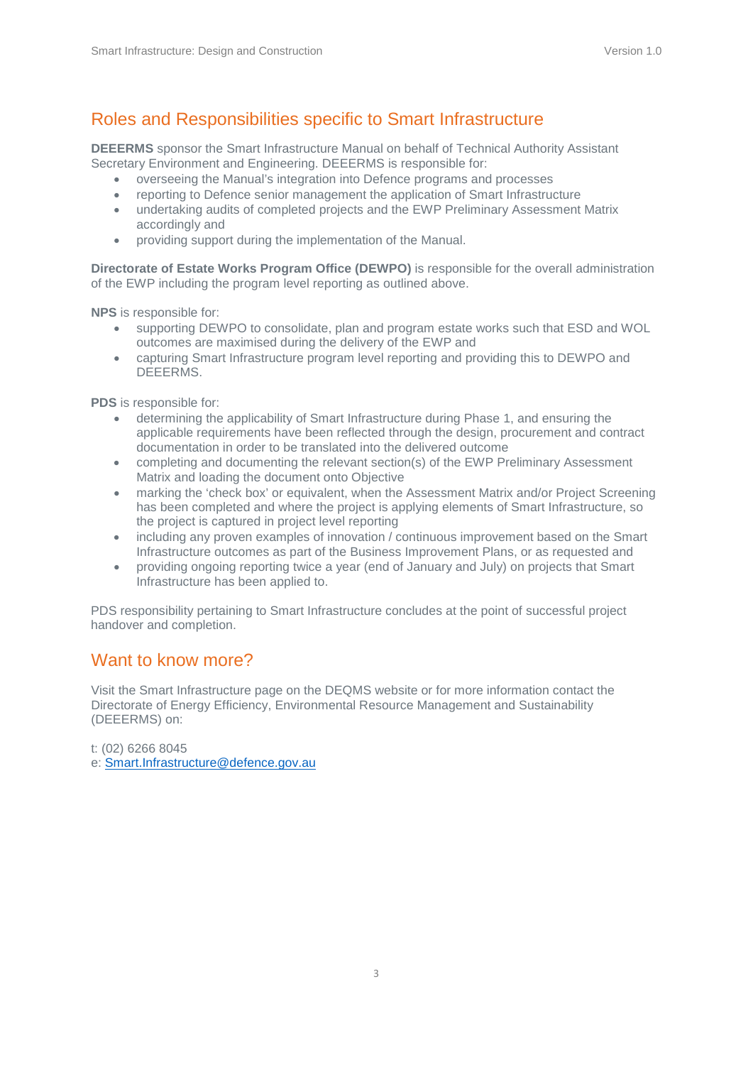## Roles and Responsibilities specific to Smart Infrastructure

**DEEERMS** sponsor the Smart Infrastructure Manual on behalf of Technical Authority Assistant Secretary Environment and Engineering. DEEERMS is responsible for:

- overseeing the Manual's integration into Defence programs and processes
- reporting to Defence senior management the application of Smart Infrastructure
- undertaking audits of completed projects and the EWP Preliminary Assessment Matrix accordingly and
- providing support during the implementation of the Manual.

**Directorate of Estate Works Program Office (DEWPO)** is responsible for the overall administration of the EWP including the program level reporting as outlined above.

**NPS** is responsible for:

- supporting DEWPO to consolidate, plan and program estate works such that ESD and WOL outcomes are maximised during the delivery of the EWP and
- capturing Smart Infrastructure program level reporting and providing this to DEWPO and DEEERMS.

**PDS** is responsible for:

- determining the applicability of Smart Infrastructure during Phase 1, and ensuring the applicable requirements have been reflected through the design, procurement and contract documentation in order to be translated into the delivered outcome
- completing and documenting the relevant section(s) of the EWP Preliminary Assessment Matrix and loading the document onto Objective
- marking the 'check box' or equivalent, when the Assessment Matrix and/or Project Screening has been completed and where the project is applying elements of Smart Infrastructure, so the project is captured in project level reporting
- including any proven examples of innovation / continuous improvement based on the Smart Infrastructure outcomes as part of the Business Improvement Plans, or as requested and
- providing ongoing reporting twice a year (end of January and July) on projects that Smart Infrastructure has been applied to.

PDS responsibility pertaining to Smart Infrastructure concludes at the point of successful project handover and completion.

## Want to know more?

Visit the Smart Infrastructure page on the DEQMS website or for more information contact the Directorate of Energy Efficiency, Environmental Resource Management and Sustainability (DEEERMS) on:

t: (02) 6266 8045
e: [Smart.Infrastructure@defence.gov.au](mailto:Smart.Infrastructure@defence.gov.au)